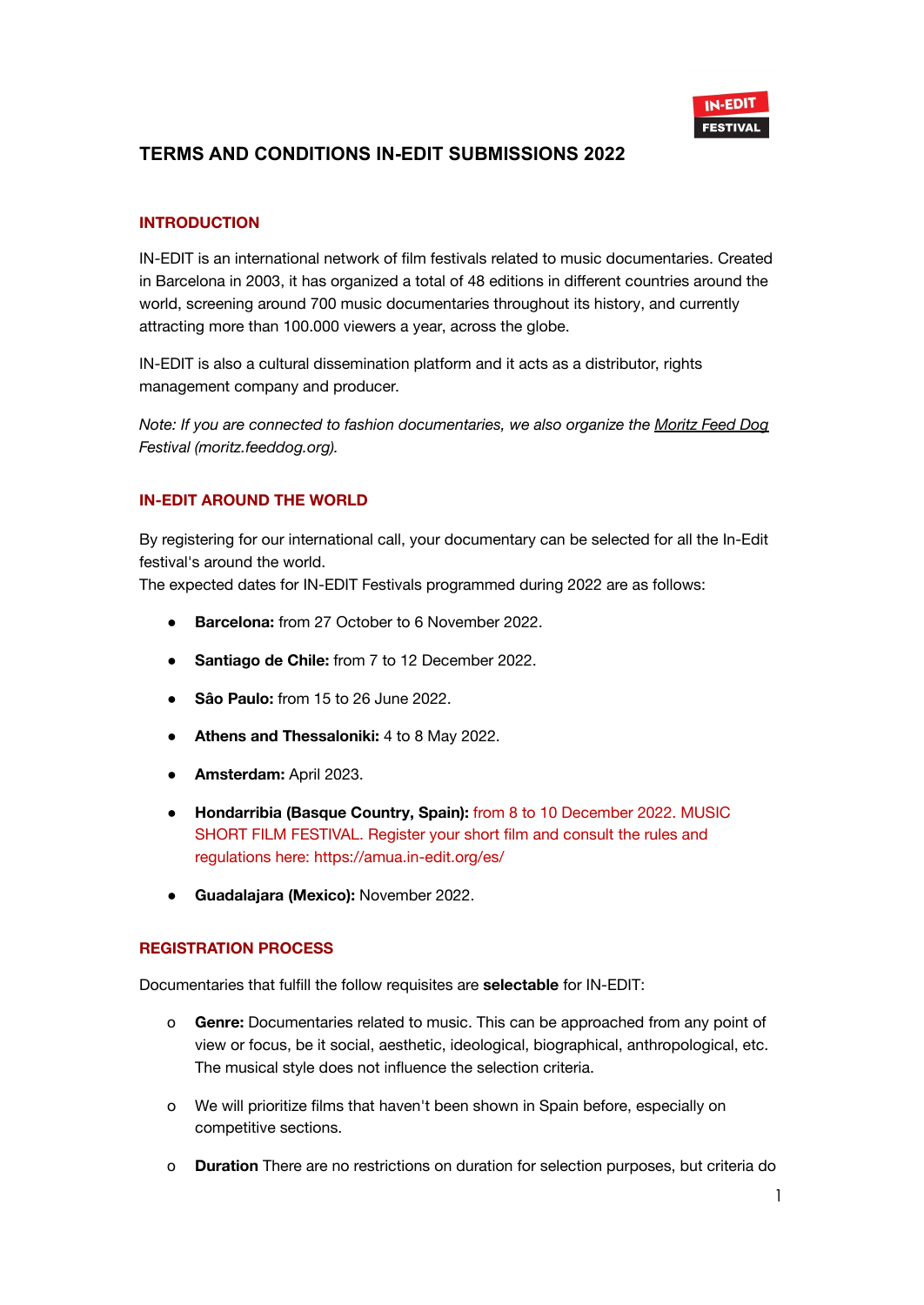# TERMS AND CONDITIONS IN-EDIT SUBMISSIONS 2022

## INTRODUCTION

IN-EDIT is an international network of film festivals related to music documentaries. Created in Barcelona in 2003, it has organized a total of 48 editions in different countries around the world, screening around 700 music documentaries throughout its history, and currently attracting more than 100.000 viewers a year, across the globe.

IN-EDIT is also a cultural dissemination platform and it acts as a distributor, rights management company and producer.

*Note: If you are connected to fashion documentaries, we also organize the Moritz Feed Dog Festival (moritz.feeddog.org).*

## IN-EDIT AROUND THE WORLD

By registering for our international call, your documentary can be selected for all the In-Edit festival's around the world.
The expected dates for IN-EDIT Festivals programmed during 2022 are as follows:

- **Barcelona:** from 27 October to 6 November 2022.
- **Santiago de Chile:** from 7 to 12 December 2022.
- **Sâo Paulo:** from 15 to 26 June 2022.
- **Athens and Thessaloniki:** 4 to 8 May 2022.
- **Amsterdam:** April 2023.
- **Hondarribia (Basque Country, Spain):** from 8 to 10 December 2022. MUSIC SHORT FILM FESTIVAL. Register your short film and consult the rules and regulations here: https://amua.in-edit.org/es/
- **Guadalajara (Mexico):** November 2022.

## REGISTRATION PROCESS

Documentaries that fulfill the follow requisites are **selectable** for IN-EDIT:

- **Genre:** Documentaries related to music. This can be approached from any point of view or focus, be it social, aesthetic, ideological, biographical, anthropological, etc. The musical style does not influence the selection criteria.
- We will prioritize films that haven't been shown in Spain before, especially on competitive sections.
- **Duration** There are no restrictions on duration for selection purposes, but criteria do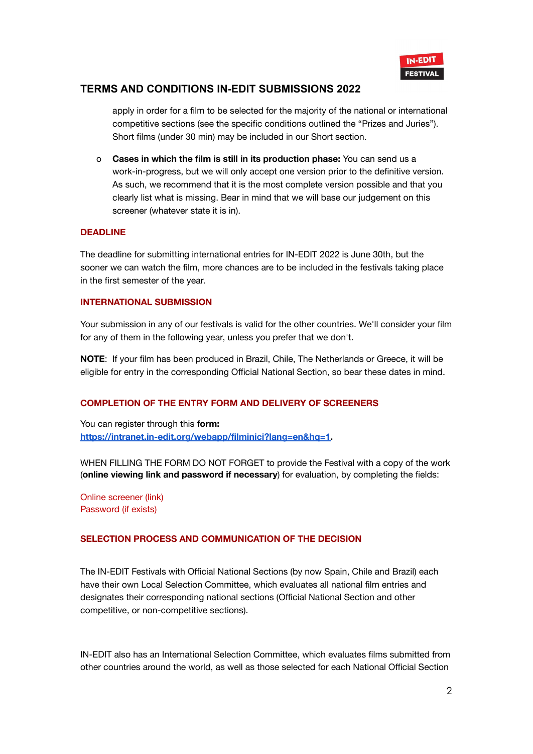apply in order for a film to be selected for the majority of the national or international competitive sections (see the specific conditions outlined the "Prizes and Juries"). Short films (under 30 min) may be included in our Short section.

- **Cases in which the film is still in its production phase:** You can send us a work-in-progress, but we will only accept one version prior to the definitive version. As such, we recommend that it is the most complete version possible and that you clearly list what is missing. Bear in mind that we will base our judgement on this screener (whatever state it is in).

## DEADLINE

The deadline for submitting international entries for IN-EDIT 2022 is June 30th, but the sooner we can watch the film, more chances are to be included in the festivals taking place in the first semester of the year.

## INTERNATIONAL SUBMISSION

Your submission in any of our festivals is valid for the other countries. We'll consider your film for any of them in the following year, unless you prefer that we don't.

**NOTE**: If your film has been produced in Brazil, Chile, The Netherlands or Greece, it will be eligible for entry in the corresponding Official National Section, so bear these dates in mind.

## COMPLETION OF THE ENTRY FORM AND DELIVERY OF SCREENERS

You can register through this **form:**
[https://intranet.in-edit.org/webapp/filminici?lang=en&hq=1](https://intranet.in-edit.org/webapp/filminici?lang=en&hq=1).

WHEN FILLING THE FORM DO NOT FORGET to provide the Festival with a copy of the work (**online viewing link and password if necessary**) for evaluation, by completing the fields:

Online screener (link)
Password (if exists)

## SELECTION PROCESS AND COMMUNICATION OF THE DECISION

The IN-EDIT Festivals with Official National Sections (by now Spain, Chile and Brazil) each have their own Local Selection Committee, which evaluates all national film entries and designates their corresponding national sections (Official National Section and other competitive, or non-competitive sections).

IN-EDIT also has an International Selection Committee, which evaluates films submitted from other countries around the world, as well as those selected for each National Official Section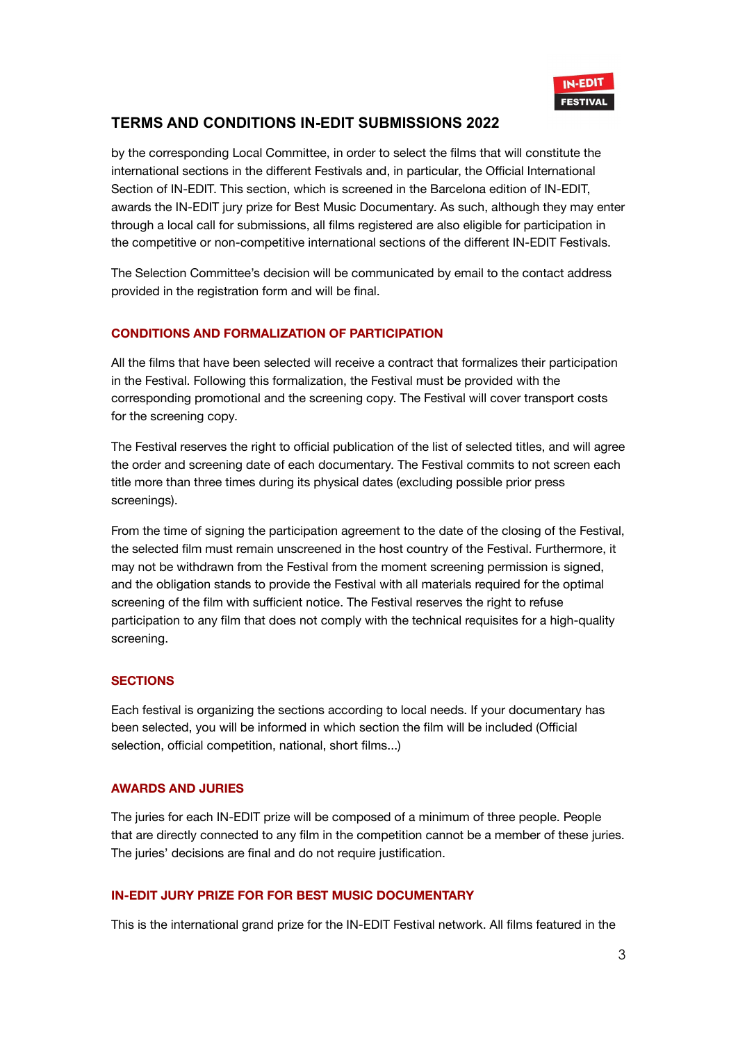## TERMS AND CONDITIONS IN-EDIT SUBMISSIONS 2022

by the corresponding Local Committee, in order to select the films that will constitute the international sections in the different Festivals and, in particular, the Official International Section of IN-EDIT. This section, which is screened in the Barcelona edition of IN-EDIT, awards the IN-EDIT jury prize for Best Music Documentary. As such, although they may enter through a local call for submissions, all films registered are also eligible for participation in the competitive or non-competitive international sections of the different IN-EDIT Festivals.

The Selection Committee's decision will be communicated by email to the contact address provided in the registration form and will be final.

### CONDITIONS AND FORMALIZATION OF PARTICIPATION

All the films that have been selected will receive a contract that formalizes their participation in the Festival. Following this formalization, the Festival must be provided with the corresponding promotional and the screening copy. The Festival will cover transport costs for the screening copy.

The Festival reserves the right to official publication of the list of selected titles, and will agree the order and screening date of each documentary. The Festival commits to not screen each title more than three times during its physical dates (excluding possible prior press screenings).

From the time of signing the participation agreement to the date of the closing of the Festival, the selected film must remain unscreened in the host country of the Festival. Furthermore, it may not be withdrawn from the Festival from the moment screening permission is signed, and the obligation stands to provide the Festival with all materials required for the optimal screening of the film with sufficient notice. The Festival reserves the right to refuse participation to any film that does not comply with the technical requisites for a high-quality screening.

### SECTIONS

Each festival is organizing the sections according to local needs. If your documentary has been selected, you will be informed in which section the film will be included (Official selection, official competition, national, short films...)

### AWARDS AND JURIES

The juries for each IN-EDIT prize will be composed of a minimum of three people. People that are directly connected to any film in the competition cannot be a member of these juries. The juries' decisions are final and do not require justification.

### IN-EDIT JURY PRIZE FOR FOR BEST MUSIC DOCUMENTARY

This is the international grand prize for the IN-EDIT Festival network. All films featured in the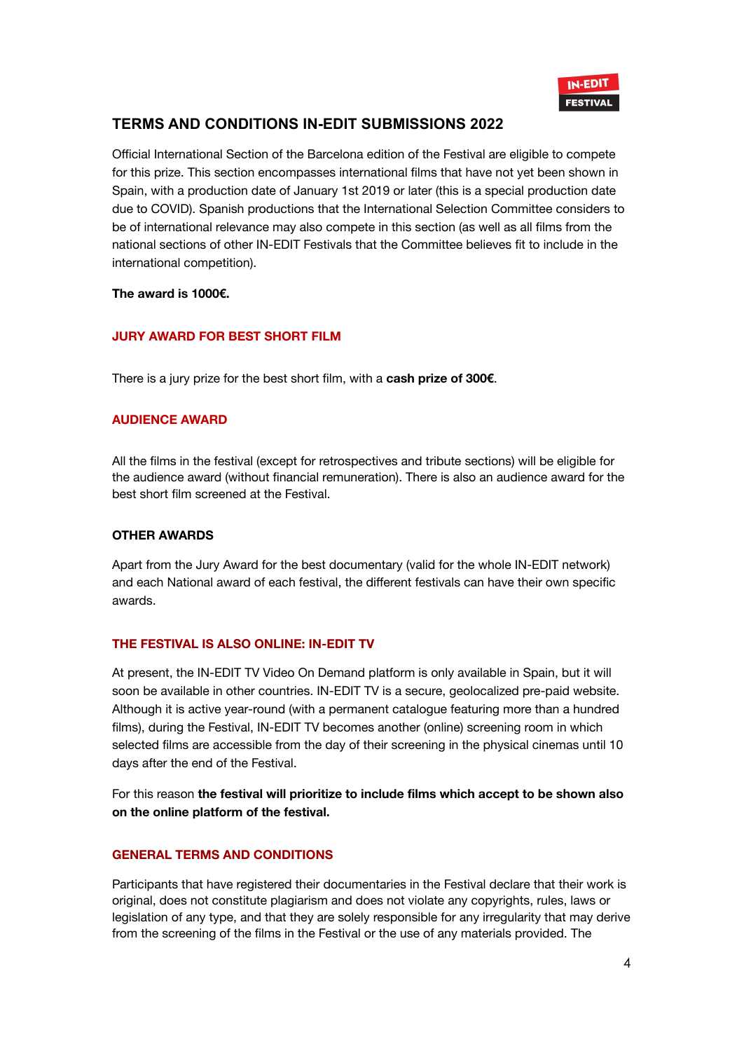## TERMS AND CONDITIONS IN-EDIT SUBMISSIONS 2022

Official International Section of the Barcelona edition of the Festival are eligible to compete for this prize. This section encompasses international films that have not yet been shown in Spain, with a production date of January 1st 2019 or later (this is a special production date due to COVID). Spanish productions that the International Selection Committee considers to be of international relevance may also compete in this section (as well as all films from the national sections of other IN-EDIT Festivals that the Committee believes fit to include in the international competition).

**The award is 1000€.**

### JURY AWARD FOR BEST SHORT FILM

There is a jury prize for the best short film, with a **cash prize of 300€**.

### AUDIENCE AWARD

All the films in the festival (except for retrospectives and tribute sections) will be eligible for the audience award (without financial remuneration). There is also an audience award for the best short film screened at the Festival.

### OTHER AWARDS

Apart from the Jury Award for the best documentary (valid for the whole IN-EDIT network) and each National award of each festival, the different festivals can have their own specific awards.

### THE FESTIVAL IS ALSO ONLINE: IN-EDIT TV

At present, the IN-EDIT TV Video On Demand platform is only available in Spain, but it will soon be available in other countries. IN-EDIT TV is a secure, geolocalized pre-paid website. Although it is active year-round (with a permanent catalogue featuring more than a hundred films), during the Festival, IN-EDIT TV becomes another (online) screening room in which selected films are accessible from the day of their screening in the physical cinemas until 10 days after the end of the Festival.

For this reason **the festival will prioritize to include films which accept to be shown also on the online platform of the festival.**

### GENERAL TERMS AND CONDITIONS

Participants that have registered their documentaries in the Festival declare that their work is original, does not constitute plagiarism and does not violate any copyrights, rules, laws or legislation of any type, and that they are solely responsible for any irregularity that may derive from the screening of the films in the Festival or the use of any materials provided. The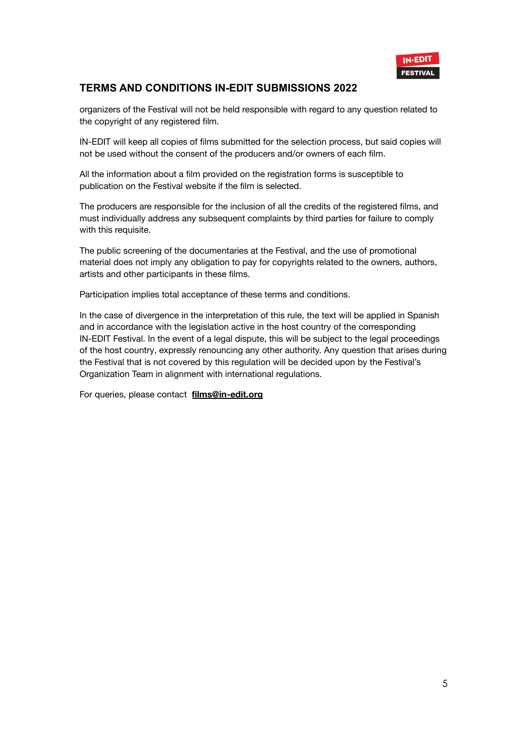organizers of the Festival will not be held responsible with regard to any question related to the copyright of any registered film.

IN-EDIT will keep all copies of films submitted for the selection process, but said copies will not be used without the consent of the producers and/or owners of each film.

All the information about a film provided on the registration forms is susceptible to publication on the Festival website if the film is selected.

The producers are responsible for the inclusion of all the credits of the registered films, and must individually address any subsequent complaints by third parties for failure to comply with this requisite.

The public screening of the documentaries at the Festival, and the use of promotional material does not imply any obligation to pay for copyrights related to the owners, authors, artists and other participants in these films.

Participation implies total acceptance of these terms and conditions.

In the case of divergence in the interpretation of this rule, the text will be applied in Spanish and in accordance with the legislation active in the host country of the corresponding IN-EDIT Festival. In the event of a legal dispute, this will be subject to the legal proceedings of the host country, expressly renouncing any other authority. Any question that arises during the Festival that is not covered by this regulation will be decided upon by the Festival's Organization Team in alignment with international regulations.

For queries, please contact **films@in-edit.org**